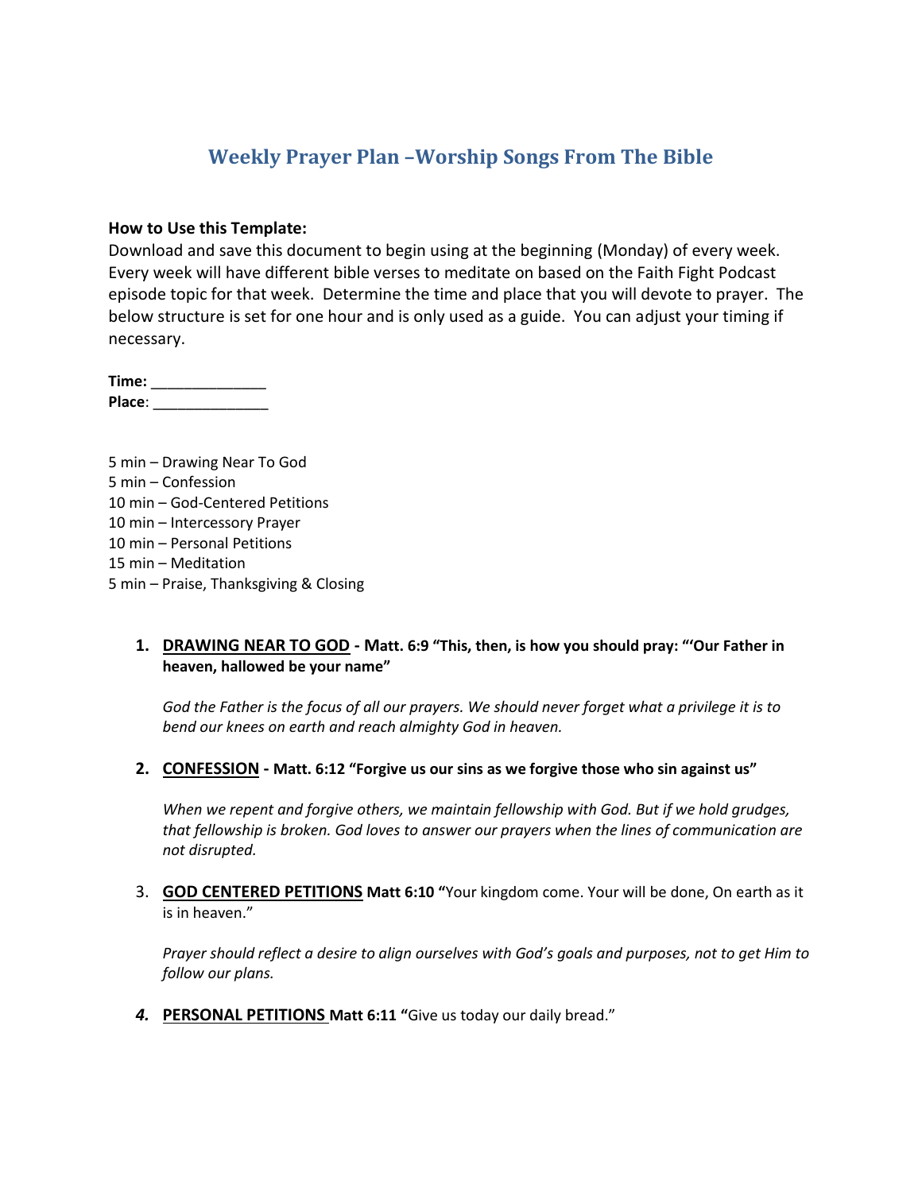# Weekly Prayer Plan –Worship Songs From The Bible

**How to Use this Template:**

Download and save this document to begin using at the beginning (Monday) of every week. Every week will have different bible verses to meditate on based on the Faith Fight Podcast episode topic for that week. Determine the time and place that you will devote to prayer. The below structure is set for one hour and is only used as a guide. You can adjust your timing if necessary.

**Time:** ______________
**Place**: ______________

5 min – Drawing Near To God
5 min – Confession
10 min – God-Centered Petitions
10 min – Intercessory Prayer
10 min – Personal Petitions
15 min – Meditation
5 min – Praise, Thanksgiving & Closing

1. **DRAWING NEAR TO GOD - Matt. 6:9 "This, then, is how you should pray: "'Our Father in heaven, hallowed be your name"**

   *God the Father is the focus of all our prayers. We should never forget what a privilege it is to bend our knees on earth and reach almighty God in heaven.*

2. **CONFESSION - Matt. 6:12 "Forgive us our sins as we forgive those who sin against us"**

   *When we repent and forgive others, we maintain fellowship with God. But if we hold grudges, that fellowship is broken. God loves to answer our prayers when the lines of communication are not disrupted.*

3. **GOD CENTERED PETITIONS** **Matt 6:10 "**Your kingdom come. Your will be done, On earth as it is in heaven."

   *Prayer should reflect a desire to align ourselves with God's goals and purposes, not to get Him to follow our plans.*

4. **PERSONAL PETITIONS** **Matt 6:11 "**Give us today our daily bread."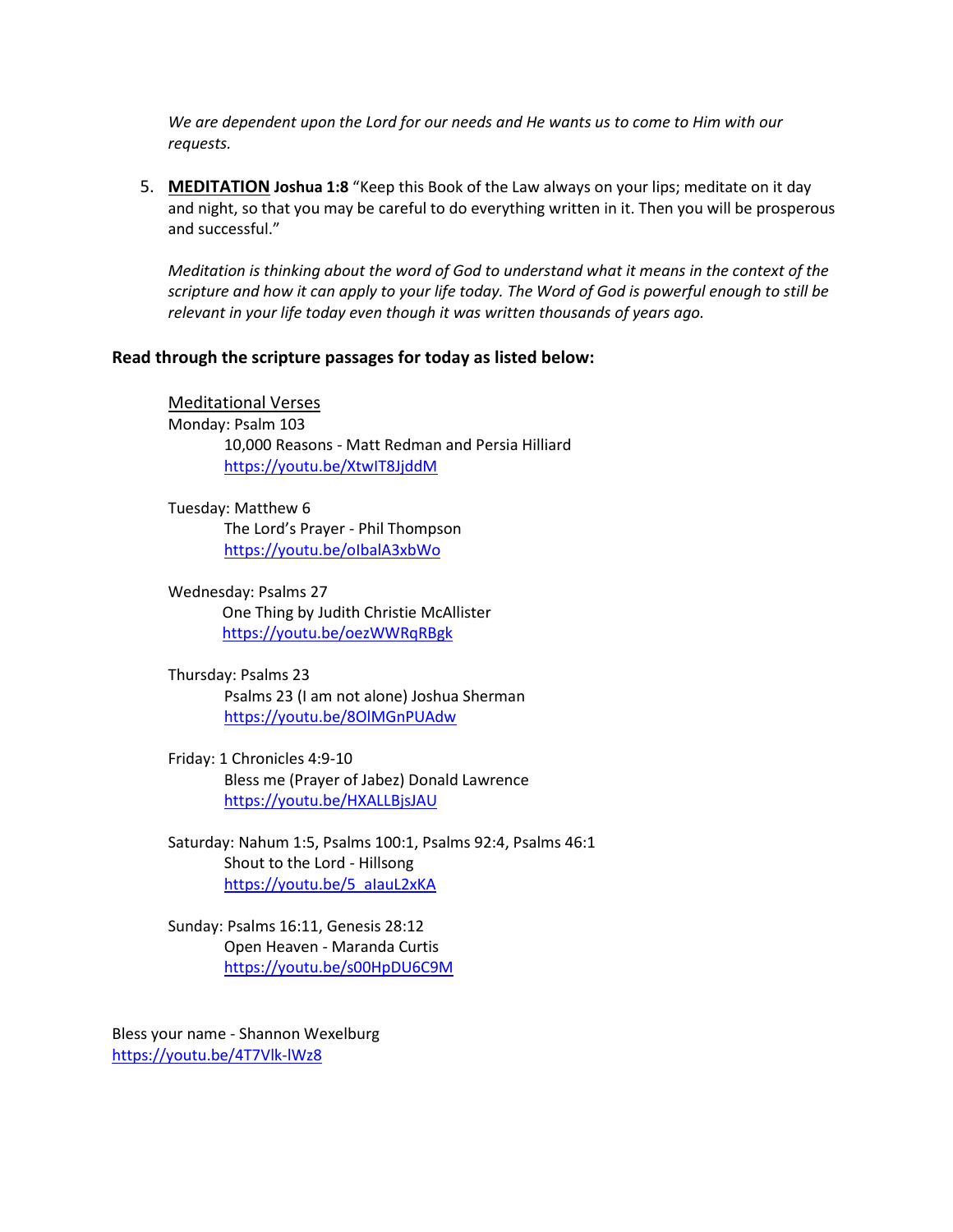*We are dependent upon the Lord for our needs and He wants us to come to Him with our requests.*

5. **MEDITATION** **Joshua 1:8** "Keep this Book of the Law always on your lips; meditate on it day and night, so that you may be careful to do everything written in it. Then you will be prosperous and successful."

   *Meditation is thinking about the word of God to understand what it means in the context of the scripture and how it can apply to your life today. The Word of God is powerful enough to still be relevant in your life today even though it was written thousands of years ago.*

**Read through the scripture passages for today as listed below:**

Meditational Verses

Monday: Psalm 103
  10,000 Reasons - Matt Redman and Persia Hilliard
  https://youtu.be/XtwIT8JjddM

Tuesday: Matthew 6
  The Lord's Prayer - Phil Thompson
  https://youtu.be/oIbalA3xbWo

Wednesday: Psalms 27
  One Thing by Judith Christie McAllister
  https://youtu.be/oezWWRqRBgk

Thursday: Psalms 23
  Psalms 23 (I am not alone) Joshua Sherman
  https://youtu.be/8OlMGnPUAdw

Friday: 1 Chronicles 4:9-10
  Bless me (Prayer of Jabez) Donald Lawrence
  https://youtu.be/HXALLBjsJAU

Saturday: Nahum 1:5, Psalms 100:1, Psalms 92:4, Psalms 46:1
  Shout to the Lord - Hillsong
  https://youtu.be/5_aIauL2xKA

Sunday: Psalms 16:11, Genesis 28:12
  Open Heaven - Maranda Curtis
  https://youtu.be/s00HpDU6C9M

Bless your name - Shannon Wexelburg
https://youtu.be/4T7Vlk-lWz8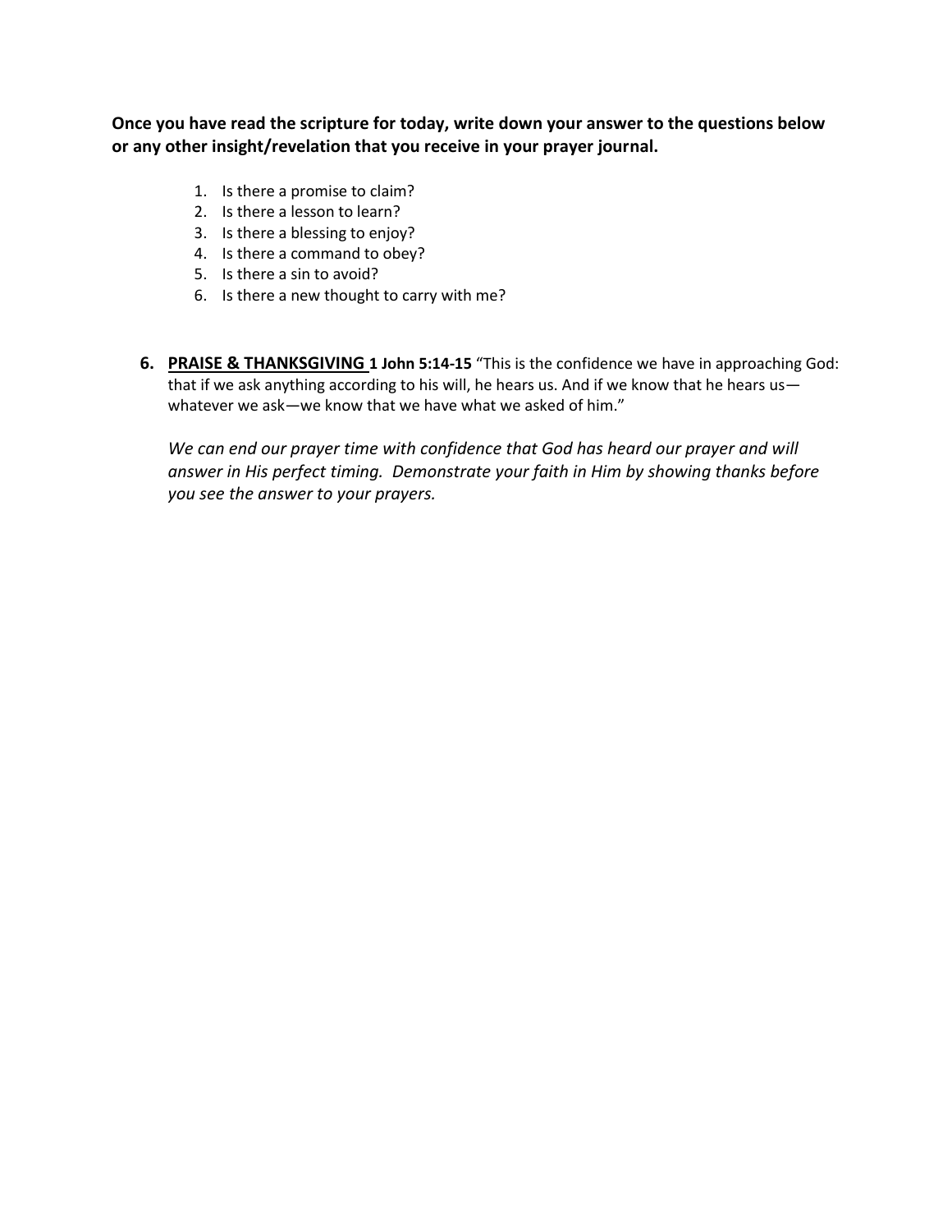**Once you have read the scripture for today, write down your answer to the questions below or any other insight/revelation that you receive in your prayer journal.**

1. Is there a promise to claim?
2. Is there a lesson to learn?
3. Is there a blessing to enjoy?
4. Is there a command to obey?
5. Is there a sin to avoid?
6. Is there a new thought to carry with me?

6. **PRAISE & THANKSGIVING** **1 John 5:14-15** "This is the confidence we have in approaching God: that if we ask anything according to his will, he hears us. And if we know that he hears us—whatever we ask—we know that we have what we asked of him."

   *We can end our prayer time with confidence that God has heard our prayer and will answer in His perfect timing. Demonstrate your faith in Him by showing thanks before you see the answer to your prayers.*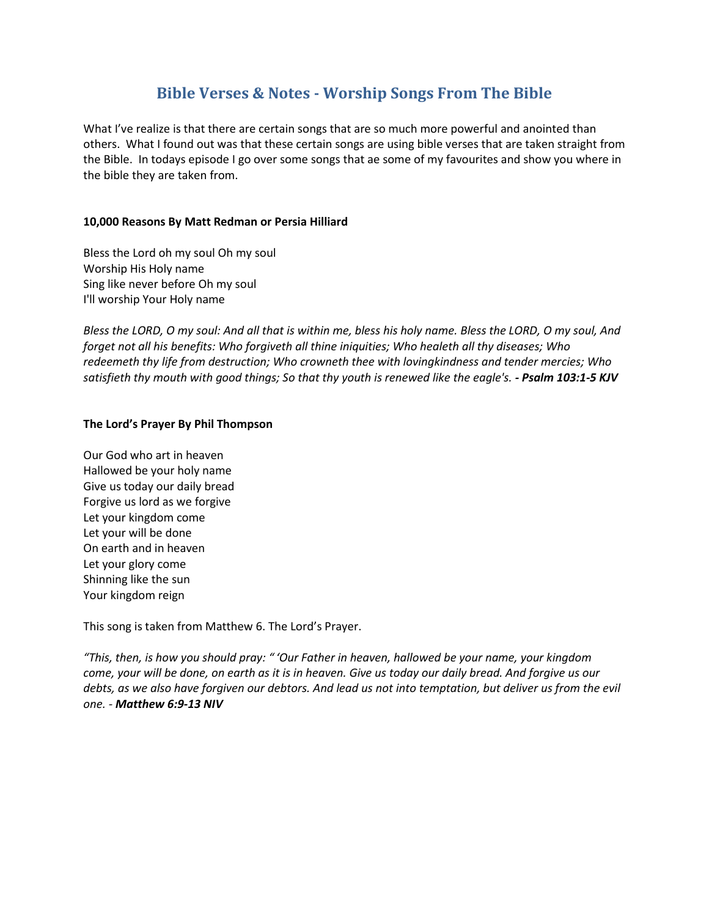# Bible Verses & Notes - Worship Songs From The Bible

What I've realize is that there are certain songs that are so much more powerful and anointed than others. What I found out was that these certain songs are using bible verses that are taken straight from the Bible. In todays episode I go over some songs that ae some of my favourites and show you where in the bible they are taken from.

**10,000 Reasons By Matt Redman or Persia Hilliard**

Bless the Lord oh my soul Oh my soul
Worship His Holy name
Sing like never before Oh my soul
I'll worship Your Holy name

*Bless the LORD, O my soul: And all that is within me, bless his holy name. Bless the LORD, O my soul, And forget not all his benefits: Who forgiveth all thine iniquities; Who healeth all thy diseases; Who redeemeth thy life from destruction; Who crowneth thee with lovingkindness and tender mercies; Who satisfieth thy mouth with good things; So that thy youth is renewed like the eagle's.* ***- Psalm 103:1-5 KJV***

**The Lord's Prayer By Phil Thompson**

Our God who art in heaven
Hallowed be your holy name
Give us today our daily bread
Forgive us lord as we forgive
Let your kingdom come
Let your will be done
On earth and in heaven
Let your glory come
Shinning like the sun
Your kingdom reign

This song is taken from Matthew 6. The Lord's Prayer.

*"This, then, is how you should pray: " 'Our Father in heaven, hallowed be your name, your kingdom come, your will be done, on earth as it is in heaven. Give us today our daily bread. And forgive us our debts, as we also have forgiven our debtors. And lead us not into temptation, but deliver us from the evil one. -* ***Matthew 6:9-13 NIV***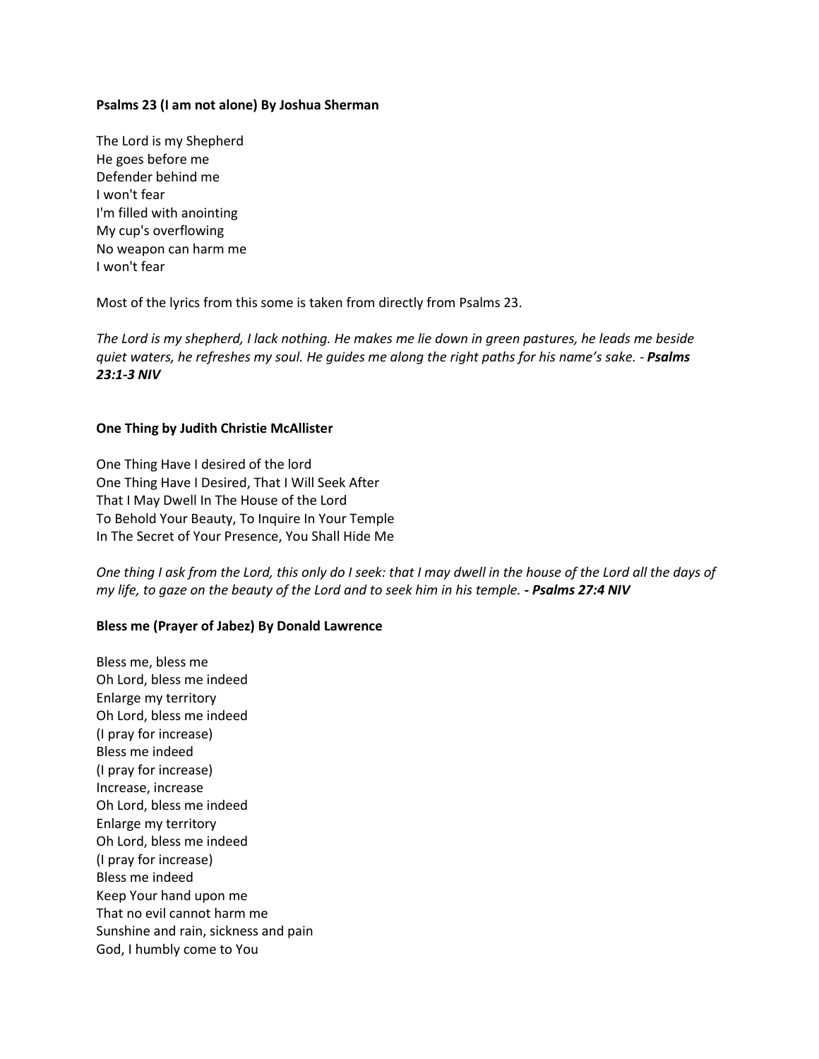**Psalms 23 (I am not alone) By Joshua Sherman**

The Lord is my Shepherd
He goes before me
Defender behind me
I won't fear
I'm filled with anointing
My cup's overflowing
No weapon can harm me
I won't fear

Most of the lyrics from this some is taken from directly from Psalms 23.

*The Lord is my shepherd, I lack nothing. He makes me lie down in green pastures, he leads me beside quiet waters, he refreshes my soul. He guides me along the right paths for his name's sake. -* ***Psalms 23:1-3 NIV***

**One Thing by Judith Christie McAllister**

One Thing Have I desired of the lord
One Thing Have I Desired, That I Will Seek After
That I May Dwell In The House of the Lord
To Behold Your Beauty, To Inquire In Your Temple
In The Secret of Your Presence, You Shall Hide Me

*One thing I ask from the Lord, this only do I seek: that I may dwell in the house of the Lord all the days of my life, to gaze on the beauty of the Lord and to seek him in his temple.* ***- Psalms 27:4 NIV***

**Bless me (Prayer of Jabez) By Donald Lawrence**

Bless me, bless me
Oh Lord, bless me indeed
Enlarge my territory
Oh Lord, bless me indeed
(I pray for increase)
Bless me indeed
(I pray for increase)
Increase, increase
Oh Lord, bless me indeed
Enlarge my territory
Oh Lord, bless me indeed
(I pray for increase)
Bless me indeed
Keep Your hand upon me
That no evil cannot harm me
Sunshine and rain, sickness and pain
God, I humbly come to You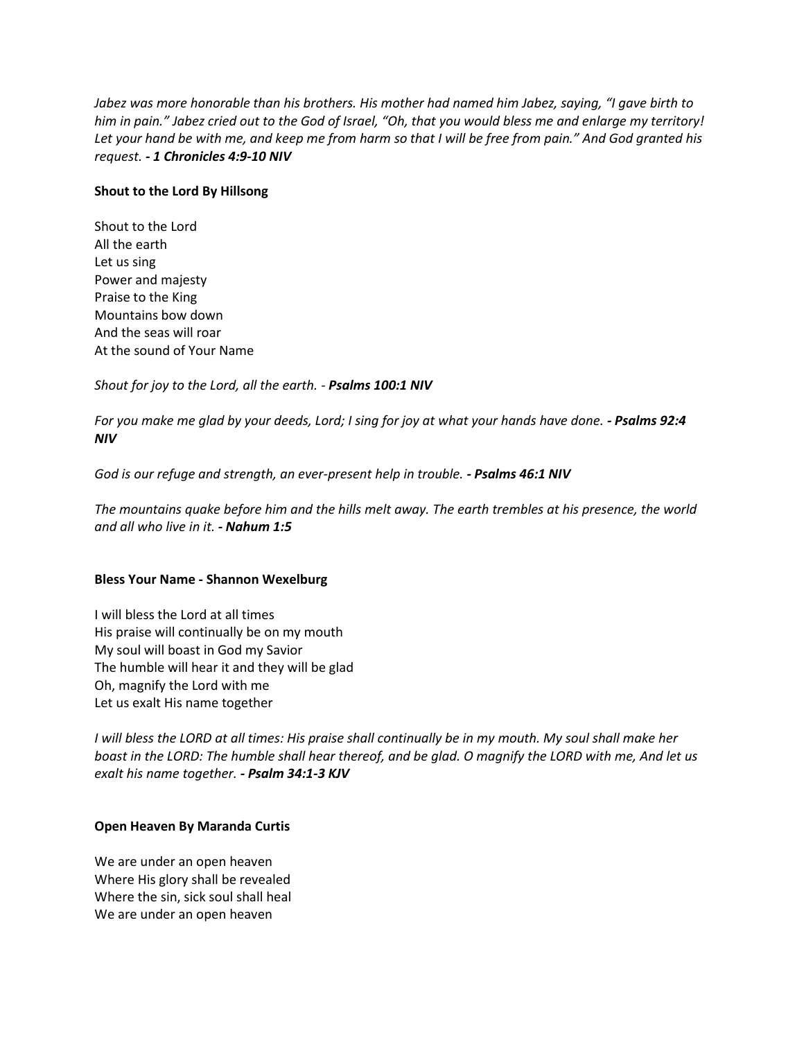*Jabez was more honorable than his brothers. His mother had named him Jabez, saying, "I gave birth to him in pain." Jabez cried out to the God of Israel, "Oh, that you would bless me and enlarge my territory! Let your hand be with me, and keep me from harm so that I will be free from pain." And God granted his request.* ***- 1 Chronicles 4:9-10 NIV***

**Shout to the Lord By Hillsong**

Shout to the Lord  
All the earth  
Let us sing  
Power and majesty  
Praise to the King  
Mountains bow down  
And the seas will roar  
At the sound of Your Name

*Shout for joy to the Lord, all the earth. -* ***Psalms 100:1 NIV***

*For you make me glad by your deeds, Lord; I sing for joy at what your hands have done.* ***- Psalms 92:4 NIV***

*God is our refuge and strength, an ever-present help in trouble.* ***- Psalms 46:1 NIV***

*The mountains quake before him and the hills melt away. The earth trembles at his presence, the world and all who live in it.* ***- Nahum 1:5***

**Bless Your Name - Shannon Wexelburg**

I will bless the Lord at all times  
His praise will continually be on my mouth  
My soul will boast in God my Savior  
The humble will hear it and they will be glad  
Oh, magnify the Lord with me  
Let us exalt His name together

*I will bless the LORD at all times: His praise shall continually be in my mouth. My soul shall make her boast in the LORD: The humble shall hear thereof, and be glad. O magnify the LORD with me, And let us exalt his name together.* ***- Psalm 34:1-3 KJV***

**Open Heaven By Maranda Curtis**

We are under an open heaven  
Where His glory shall be revealed  
Where the sin, sick soul shall heal  
We are under an open heaven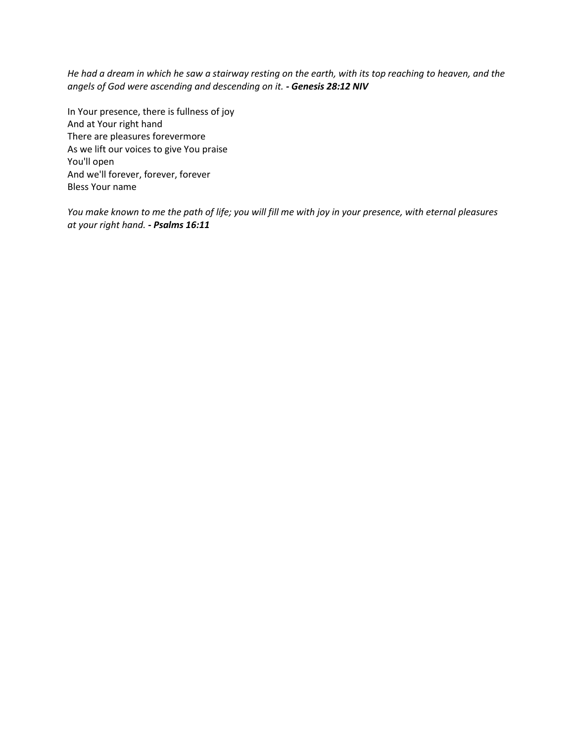*He had a dream in which he saw a stairway resting on the earth, with its top reaching to heaven, and the angels of God were ascending and descending on it. **- Genesis 28:12 NIV***

In Your presence, there is fullness of joy
And at Your right hand
There are pleasures forevermore
As we lift our voices to give You praise
You'll open
And we'll forever, forever, forever
Bless Your name

*You make known to me the path of life; you will fill me with joy in your presence, with eternal pleasures at your right hand. **- Psalms 16:11***